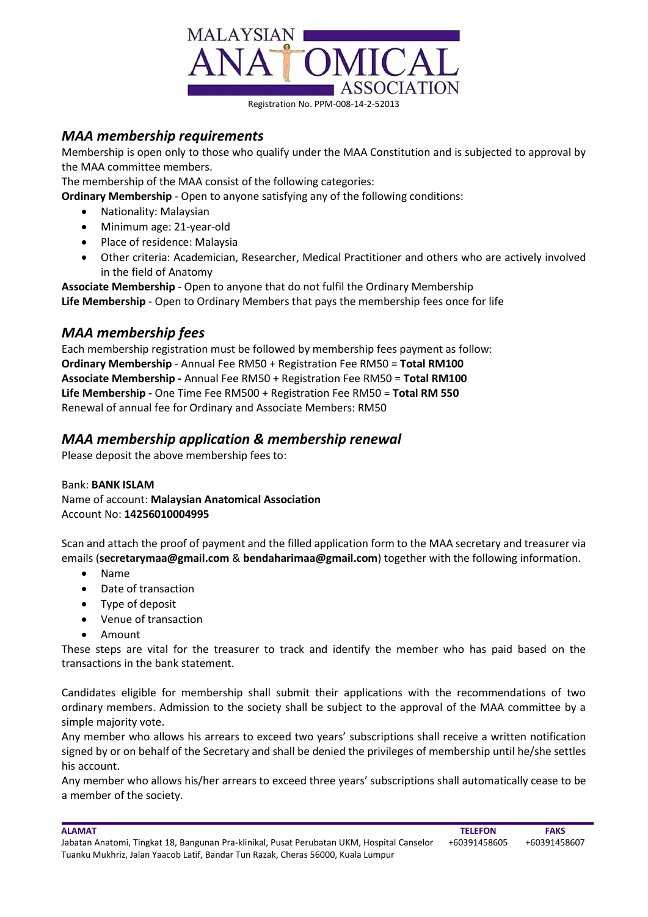MALAYSIAN ANATOMICAL ASSOCIATION

Registration No. PPM-008-14-2-52013

## *MAA membership requirements*

Membership is open only to those who qualify under the MAA Constitution and is subjected to approval by the MAA committee members.

The membership of the MAA consist of the following categories:

**Ordinary Membership** - Open to anyone satisfying any of the following conditions:

- Nationality: Malaysian
- Minimum age: 21-year-old
- Place of residence: Malaysia
- Other criteria: Academician, Researcher, Medical Practitioner and others who are actively involved in the field of Anatomy

**Associate Membership** - Open to anyone that do not fulfil the Ordinary Membership

**Life Membership** - Open to Ordinary Members that pays the membership fees once for life

## *MAA membership fees*

Each membership registration must be followed by membership fees payment as follow:

**Ordinary Membership** - Annual Fee RM50 + Registration Fee RM50 = **Total RM100**

**Associate Membership -** Annual Fee RM50 + Registration Fee RM50 = **Total RM100**

**Life Membership -** One Time Fee RM500 + Registration Fee RM50 = **Total RM 550**

Renewal of annual fee for Ordinary and Associate Members: RM50

## *MAA membership application & membership renewal*

Please deposit the above membership fees to:

Bank: **BANK ISLAM**

Name of account: **Malaysian Anatomical Association**

Account No: **14256010004995**

Scan and attach the proof of payment and the filled application form to the MAA secretary and treasurer via emails (**secretarymaa@gmail.com** & **bendaharimaa@gmail.com**) together with the following information.

- Name
- Date of transaction
- Type of deposit
- Venue of transaction
- Amount

These steps are vital for the treasurer to track and identify the member who has paid based on the transactions in the bank statement.

Candidates eligible for membership shall submit their applications with the recommendations of two ordinary members. Admission to the society shall be subject to the approval of the MAA committee by a simple majority vote.

Any member who allows his arrears to exceed two years' subscriptions shall receive a written notification signed by or on behalf of the Secretary and shall be denied the privileges of membership until he/she settles his account.

Any member who allows his/her arrears to exceed three years' subscriptions shall automatically cease to be a member of the society.

**ALAMAT**

Jabatan Anatomi, Tingkat 18, Bangunan Pra-klinikal, Pusat Perubatan UKM, Hospital Canselor Tuanku Mukhriz, Jalan Yaacob Latif, Bandar Tun Razak, Cheras 56000, Kuala Lumpur

**TELEFON** +60391458605

**FAKS** +60391458607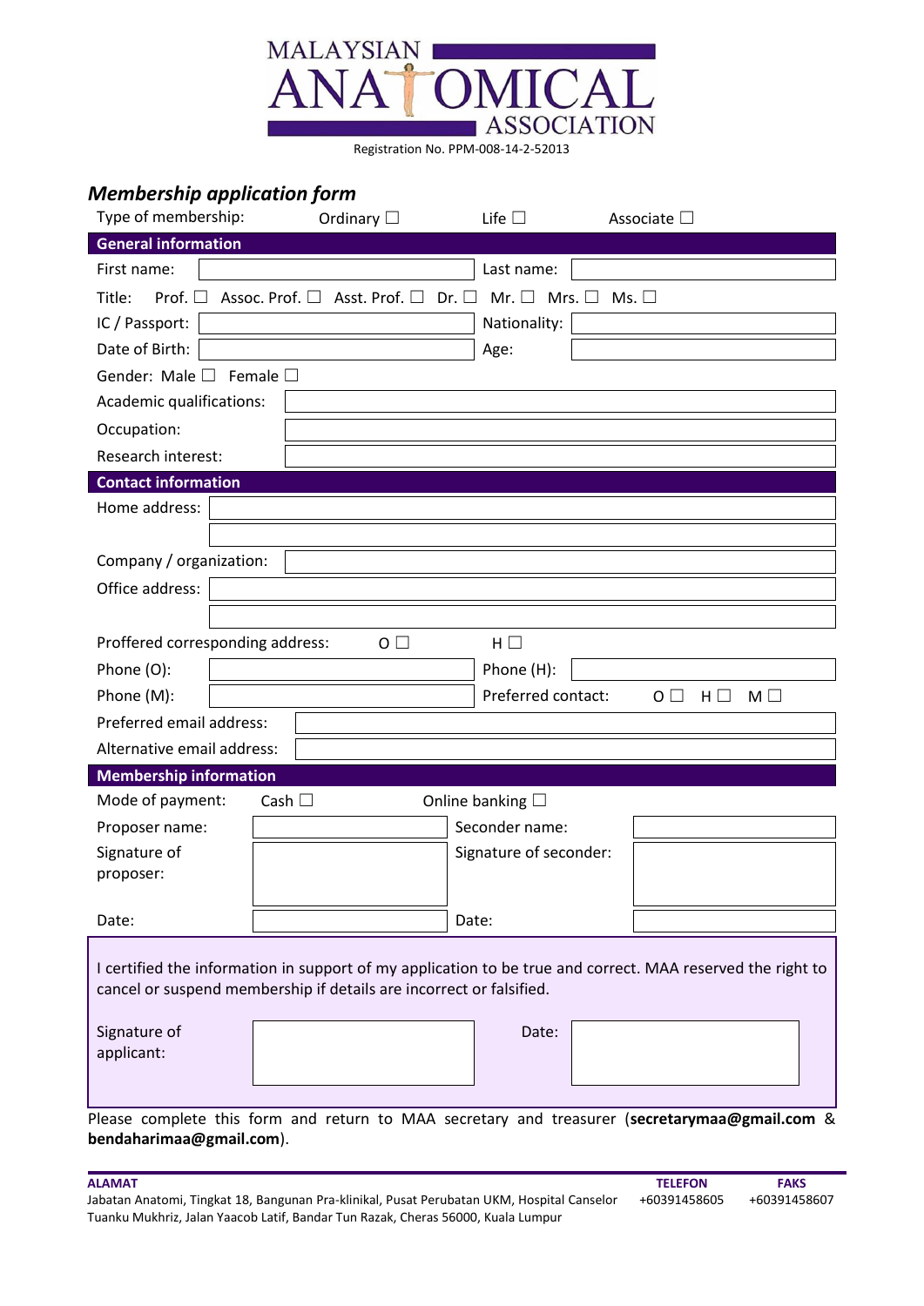MALAYSIAN ANATOMICAL ASSOCIATION

Registration No. PPM-008-14-2-52013

## *Membership application form*

Type of membership: Ordinary ☐ Life ☐ Associate ☐

### General information

| | | | |
|---|---|---|---|
| First name: | | Last name: | |

Title: Prof. ☐ Assoc. Prof. ☐ Asst. Prof. ☐ Dr. ☐ Mr. ☐ Mrs. ☐ Ms. ☐

| | | | |
|---|---|---|---|
| IC / Passport: | | Nationality: | |
| Date of Birth: | | Age: | |

Gender: Male ☐ Female ☐

| | |
|---|---|
| Academic qualifications: | |
| Occupation: | |
| Research interest: | |

### Contact information

| | |
|---|---|
| Home address: | |
| | |
| Company / organization: | |
| Office address: | |
| | |

Proffered corresponding address: O ☐ H ☐

| | | | |
|---|---|---|---|
| Phone (O): | | Phone (H): | |
| Phone (M): | | Preferred contact: | O ☐ H ☐ M ☐ |

| | |
|---|---|
| Preferred email address: | |
| Alternative email address: | |

### Membership information

Mode of payment: Cash ☐ Online banking ☐

| | | | |
|---|---|---|---|
| Proposer name: | | Seconder name: | |
| Signature of proposer: | | Signature of seconder: | |
| Date: | | Date: | |

I certified the information in support of my application to be true and correct. MAA reserved the right to cancel or suspend membership if details are incorrect or falsified.

| | | | |
|---|---|---|---|
| Signature of applicant: | | Date: | |

Please complete this form and return to MAA secretary and treasurer (**secretarymaa@gmail.com** & **bendaharimaa@gmail.com**).

**ALAMAT**
Jabatan Anatomi, Tingkat 18, Bangunan Pra-klinikal, Pusat Perubatan UKM, Hospital Canselor Tuanku Mukhriz, Jalan Yaacob Latif, Bandar Tun Razak, Cheras 56000, Kuala Lumpur

**TELEFON**
+60391458605

**FAKS**
+60391458607